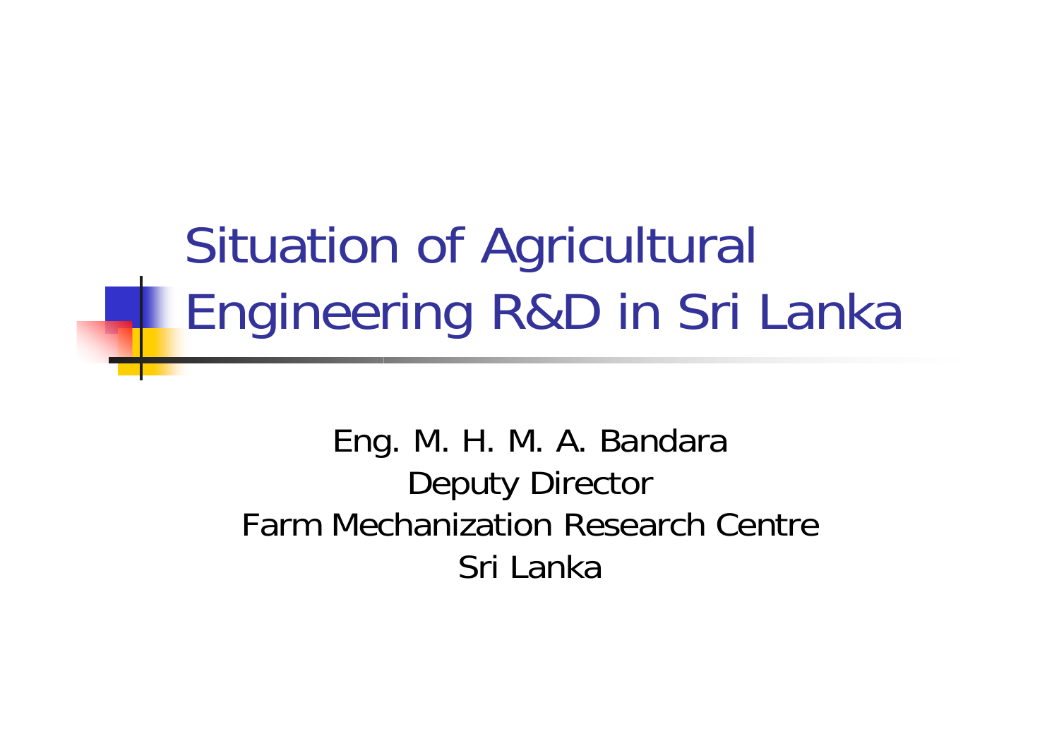# Situation of Agricultural Engineering R&D in Sri Lanka

Eng. M. H. M. A. Bandara
Deputy Director
Farm Mechanization Research Centre
Sri Lanka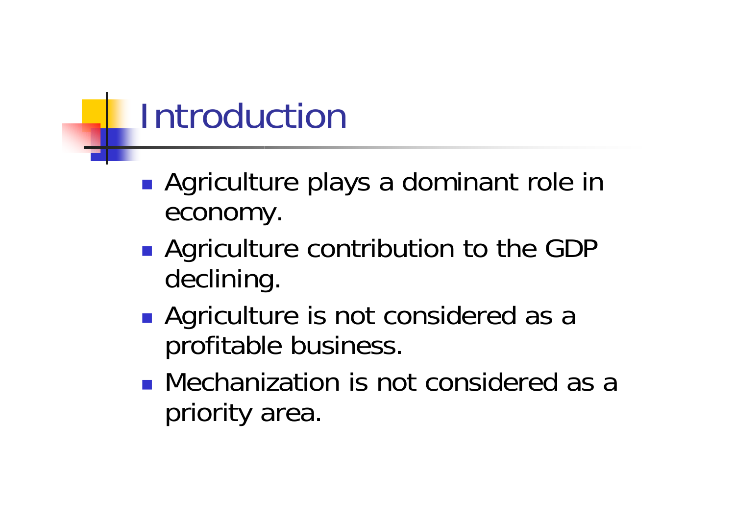# Introduction

- Agriculture plays a dominant role in economy.
- Agriculture contribution to the GDP declining.
- Agriculture is not considered as a profitable business.
- Mechanization is not considered as a priority area.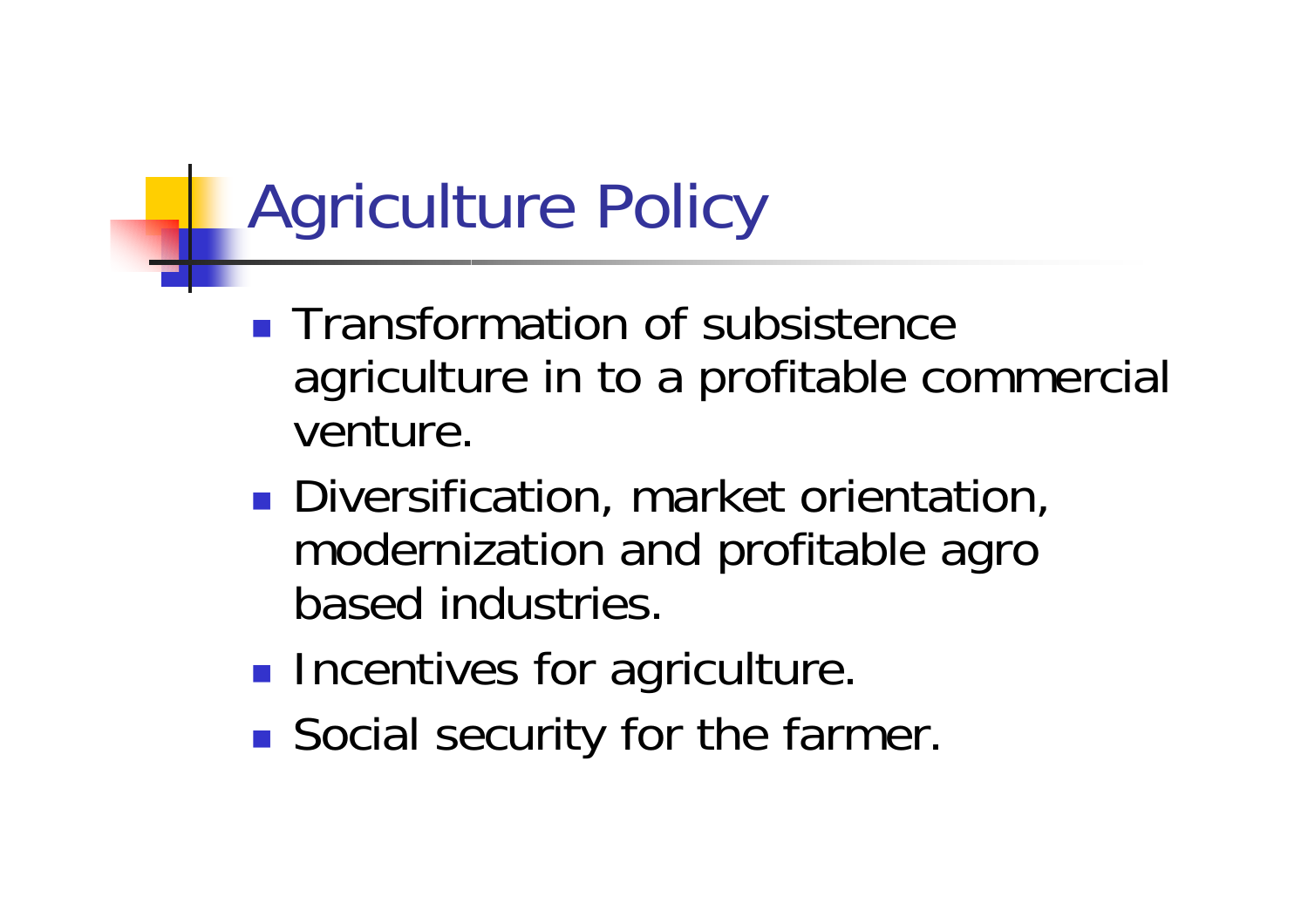# Agriculture Policy

- Transformation of subsistence agriculture in to a profitable commercial venture.
- Diversification, market orientation, modernization and profitable agro based industries.
- Incentives for agriculture.
- Social security for the farmer.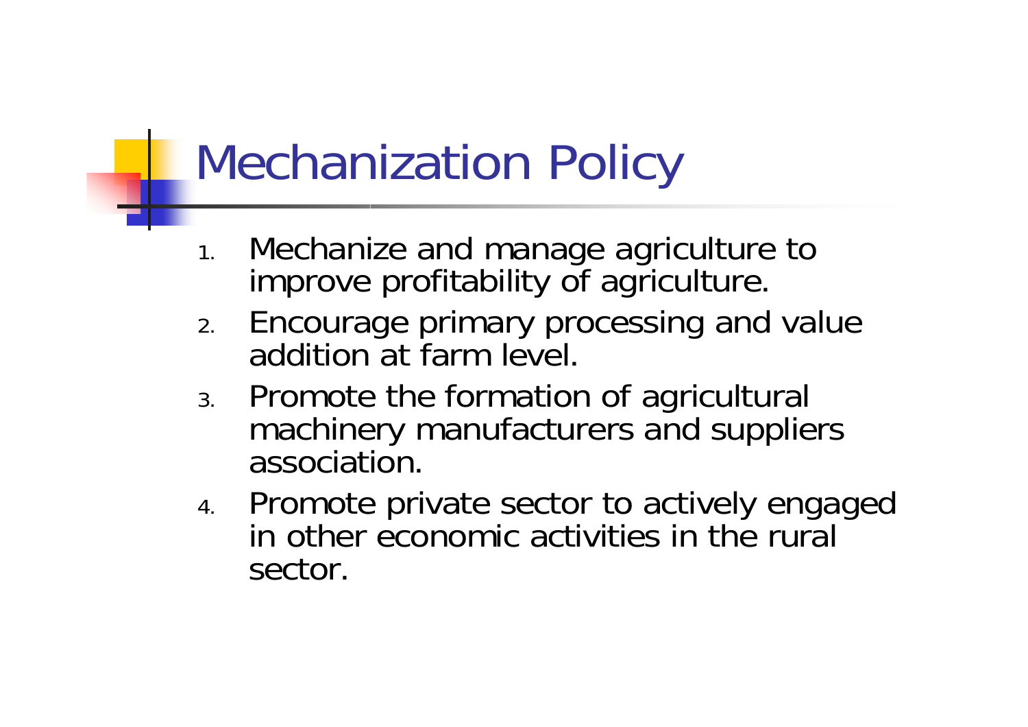# Mechanization Policy

1. Mechanize and manage agriculture to improve profitability of agriculture.
2. Encourage primary processing and value addition at farm level.
3. Promote the formation of agricultural machinery manufacturers and suppliers association.
4. Promote private sector to actively engaged in other economic activities in the rural sector.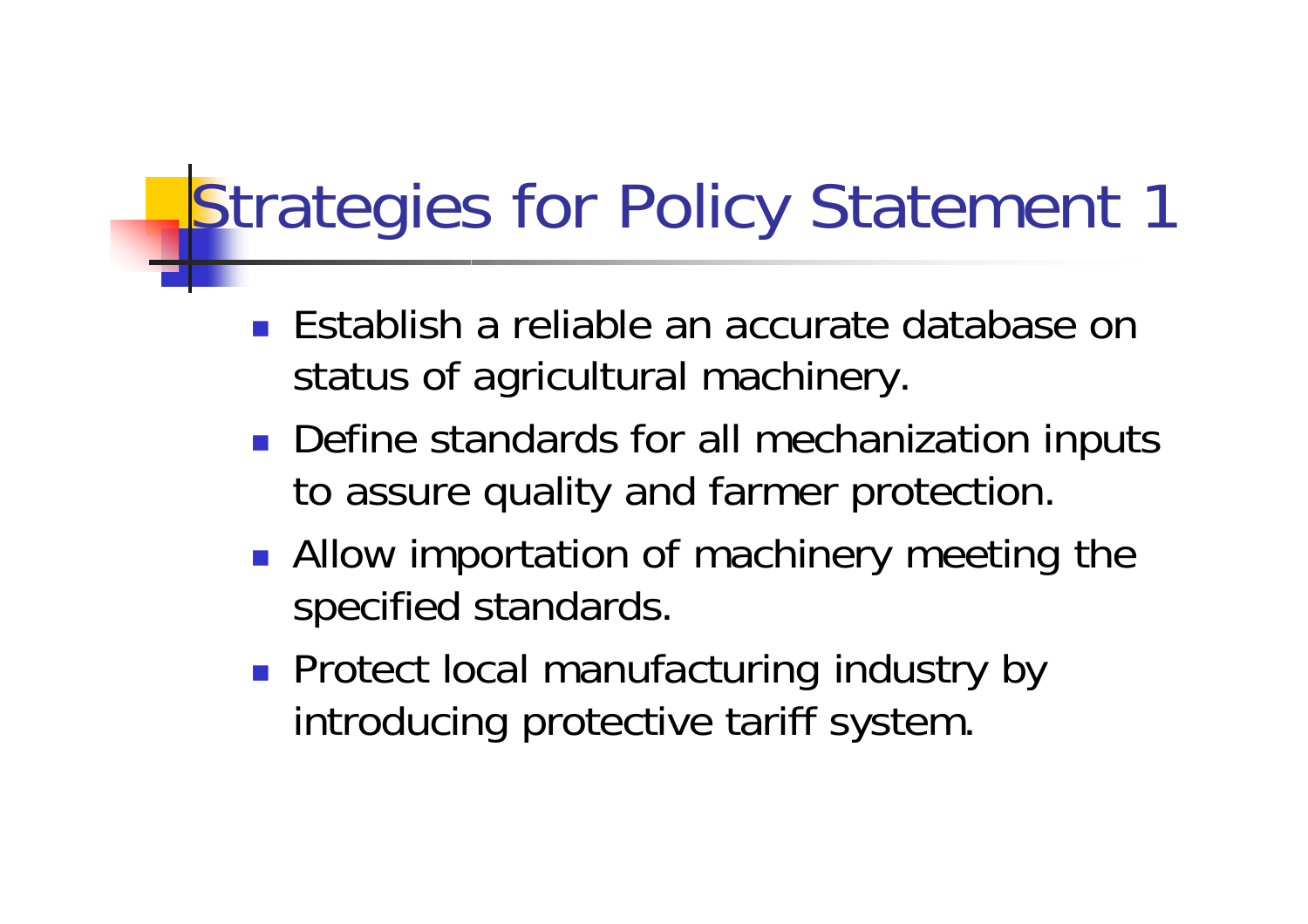# Strategies for Policy Statement 1

- Establish a reliable an accurate database on status of agricultural machinery.
- Define standards for all mechanization inputs to assure quality and farmer protection.
- Allow importation of machinery meeting the specified standards.
- Protect local manufacturing industry by introducing protective tariff system.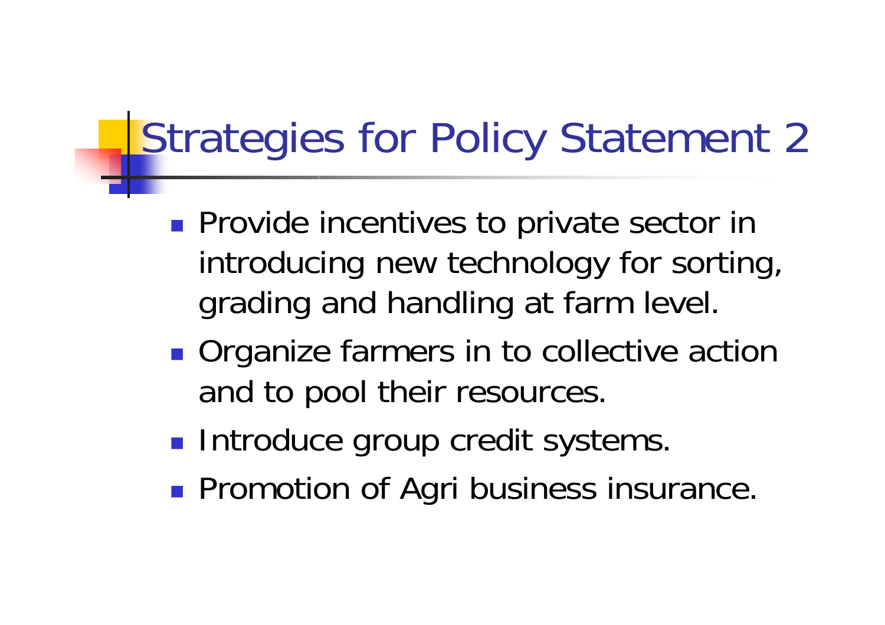# Strategies for Policy Statement 2

- Provide incentives to private sector in introducing new technology for sorting, grading and handling at farm level.
- Organize farmers in to collective action and to pool their resources.
- Introduce group credit systems.
- Promotion of Agri business insurance.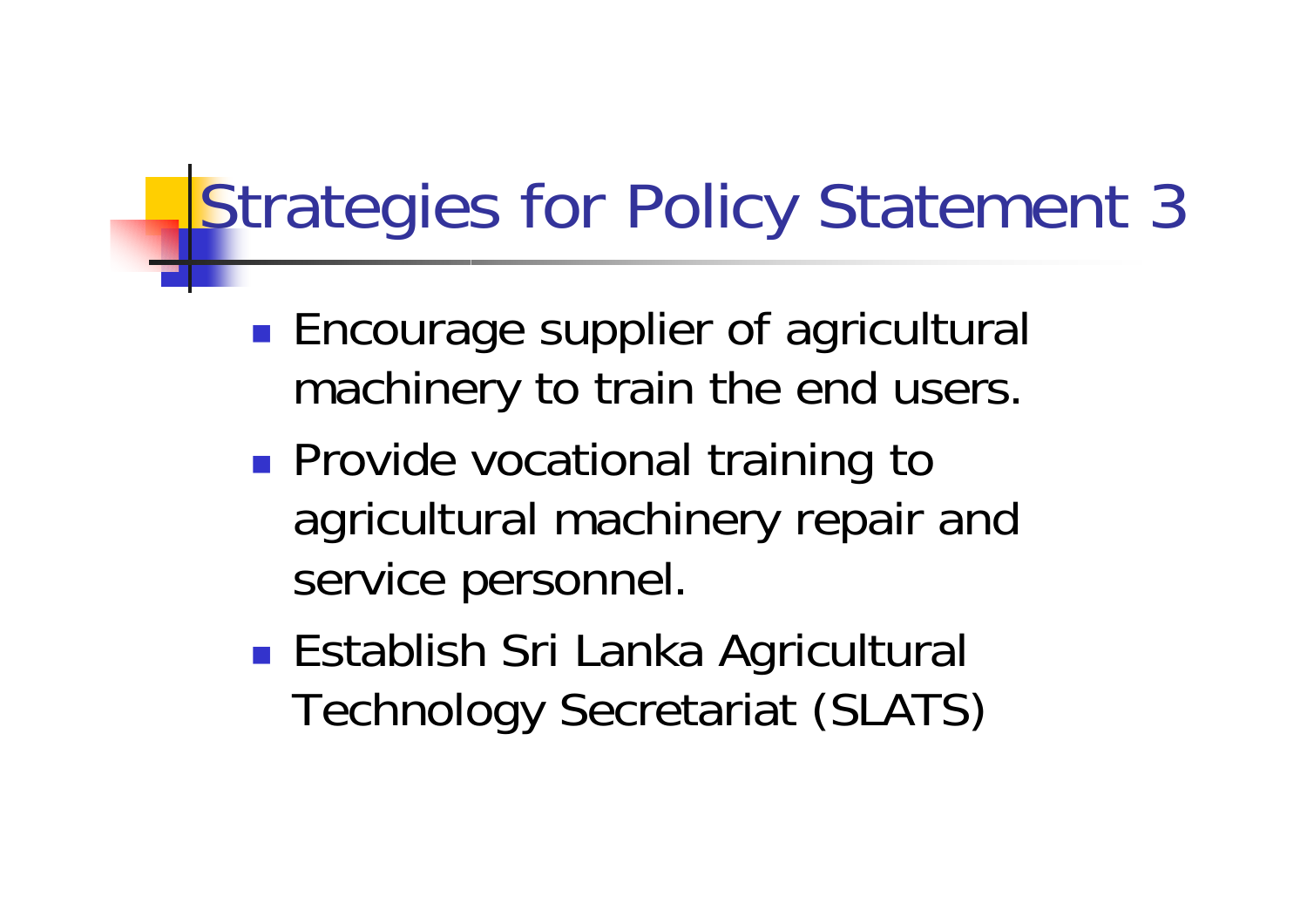# Strategies for Policy Statement 3

- Encourage supplier of agricultural machinery to train the end users.
- Provide vocational training to agricultural machinery repair and service personnel.
- Establish Sri Lanka Agricultural Technology Secretariat (SLATS)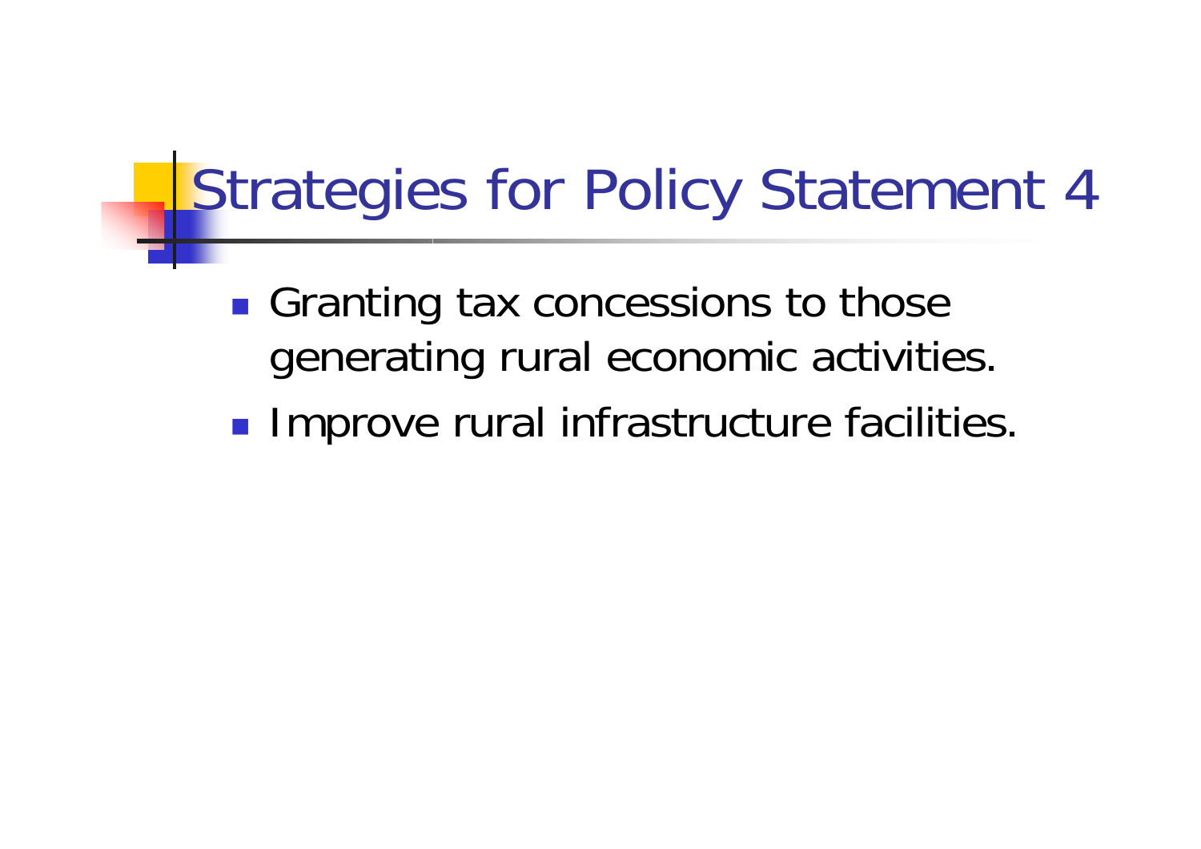# Strategies for Policy Statement 4

- Granting tax concessions to those generating rural economic activities.
- Improve rural infrastructure facilities.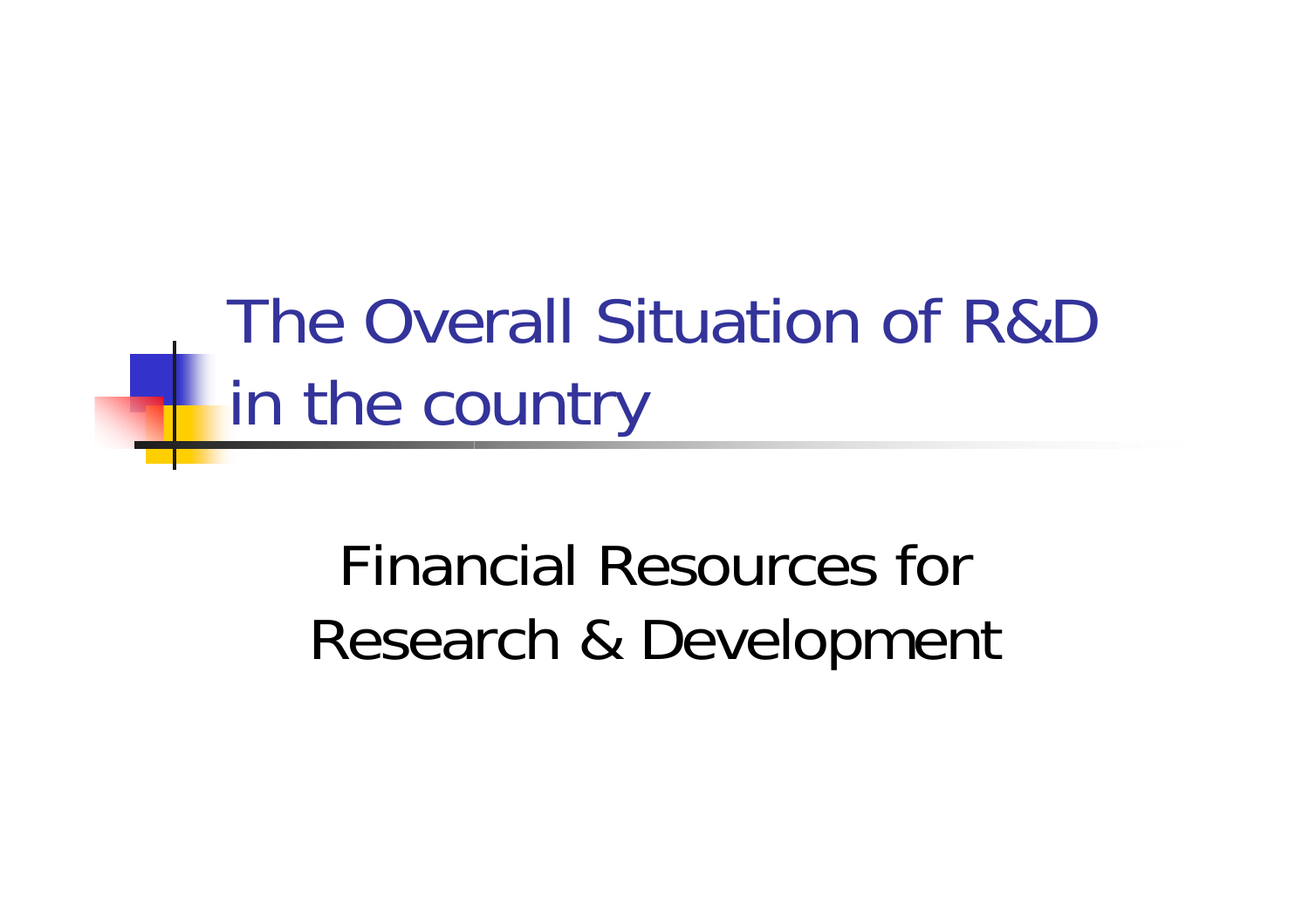# The Overall Situation of R&D in the country

Financial Resources for Research & Development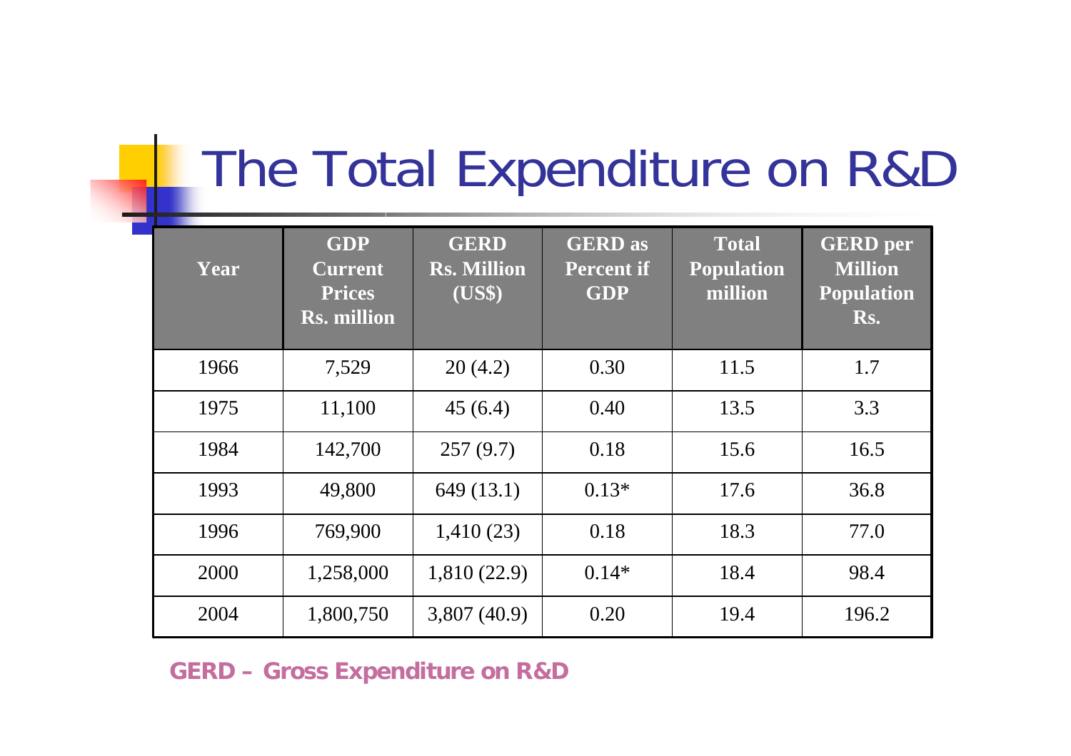# The Total Expenditure on R&D

| Year | GDP Current Prices Rs. million | GERD Rs. Million (US$) | GERD as Percent if GDP | Total Population million | GERD per Million Population Rs. |
|---|---|---|---|---|---|
| 1966 | 7,529 | 20 (4.2) | 0.30 | 11.5 | 1.7 |
| 1975 | 11,100 | 45 (6.4) | 0.40 | 13.5 | 3.3 |
| 1984 | 142,700 | 257 (9.7) | 0.18 | 15.6 | 16.5 |
| 1993 | 49,800 | 649 (13.1) | 0.13* | 17.6 | 36.8 |
| 1996 | 769,900 | 1,410 (23) | 0.18 | 18.3 | 77.0 |
| 2000 | 1,258,000 | 1,810 (22.9) | 0.14* | 18.4 | 98.4 |
| 2004 | 1,800,750 | 3,807 (40.9) | 0.20 | 19.4 | 196.2 |

**GERD – Gross Expenditure on R&D**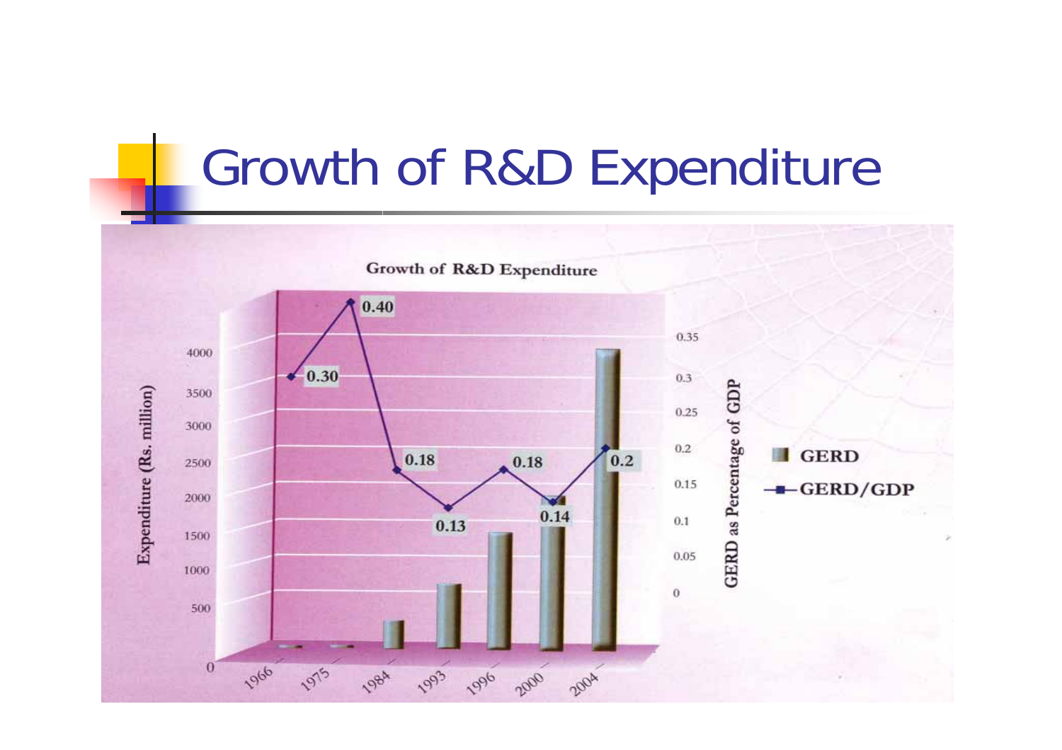# Growth of R&D Expenditure

**Growth of R&D Expenditure**

| Year | GERD/GDP |
|---|---|
| 1966 | 0.30 |
| 1975 | 0.40 |
| 1984 | 0.18 |
| 1993 | 0.13 |
| 1996 | 0.18 |
| 2000 | 0.14 |
| 2004 | 0.2 |

Expenditure (Rs. million): 0, 500, 1000, 1500, 2000, 2500, 3000, 3500, 4000

GERD as Percentage of GDP: 0, 0.05, 0.1, 0.15, 0.2, 0.25, 0.3, 0.35

GERD

GERD/GDP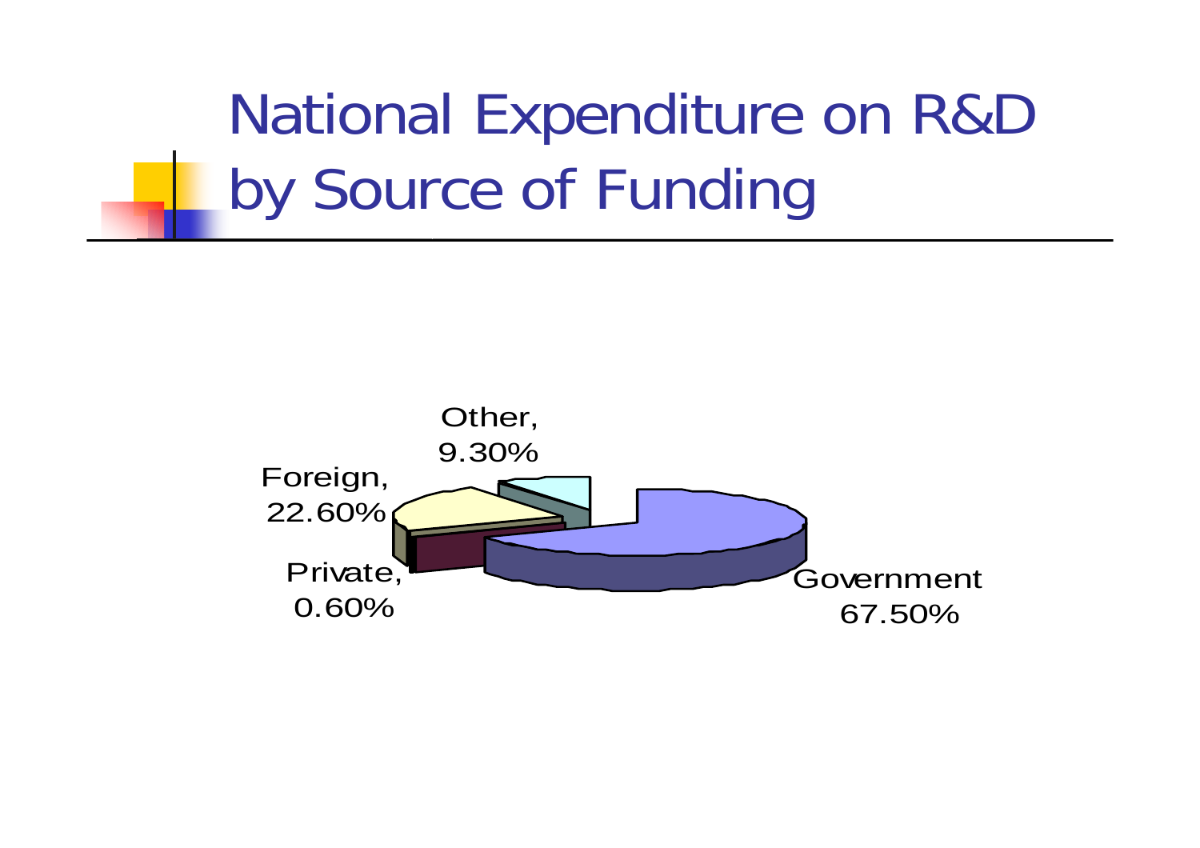# National Expenditure on R&D by Source of Funding

Other, 9.30%

Foreign, 22.60%

Private, 0.60%

Government 67.50%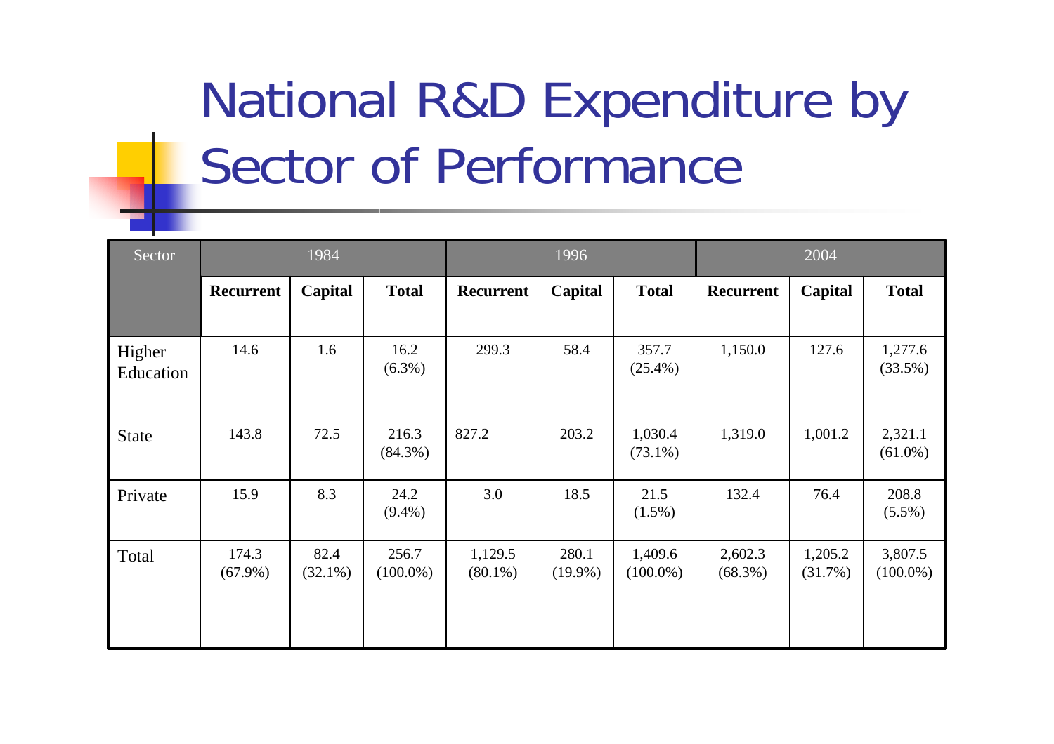# National R&D Expenditure by Sector of Performance

| Sector | 1984 | | | 1996 | | | 2004 | | |
|---|---|---|---|---|---|---|---|---|---|
| | **Recurrent** | **Capital** | **Total** | **Recurrent** | **Capital** | **Total** | **Recurrent** | **Capital** | **Total** |
| Higher Education | 14.6 | 1.6 | 16.2 (6.3%) | 299.3 | 58.4 | 357.7 (25.4%) | 1,150.0 | 127.6 | 1,277.6 (33.5%) |
| State | 143.8 | 72.5 | 216.3 (84.3%) | 827.2 | 203.2 | 1,030.4 (73.1%) | 1,319.0 | 1,001.2 | 2,321.1 (61.0%) |
| Private | 15.9 | 8.3 | 24.2 (9.4%) | 3.0 | 18.5 | 21.5 (1.5%) | 132.4 | 76.4 | 208.8 (5.5%) |
| Total | 174.3 (67.9%) | 82.4 (32.1%) | 256.7 (100.0%) | 1,129.5 (80.1%) | 280.1 (19.9%) | 1,409.6 (100.0%) | 2,602.3 (68.3%) | 1,205.2 (31.7%) | 3,807.5 (100.0%) |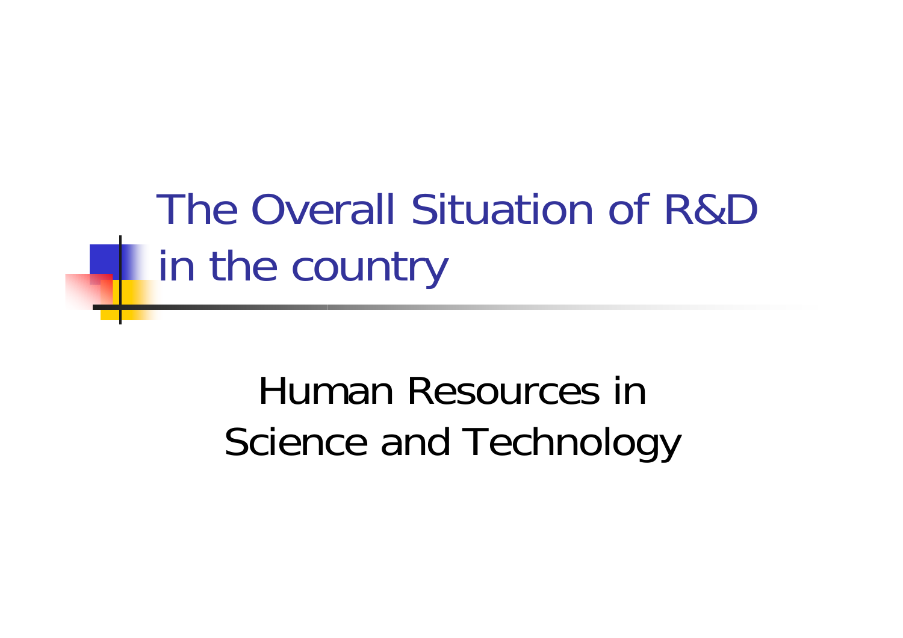# The Overall Situation of R&D in the country

Human Resources in Science and Technology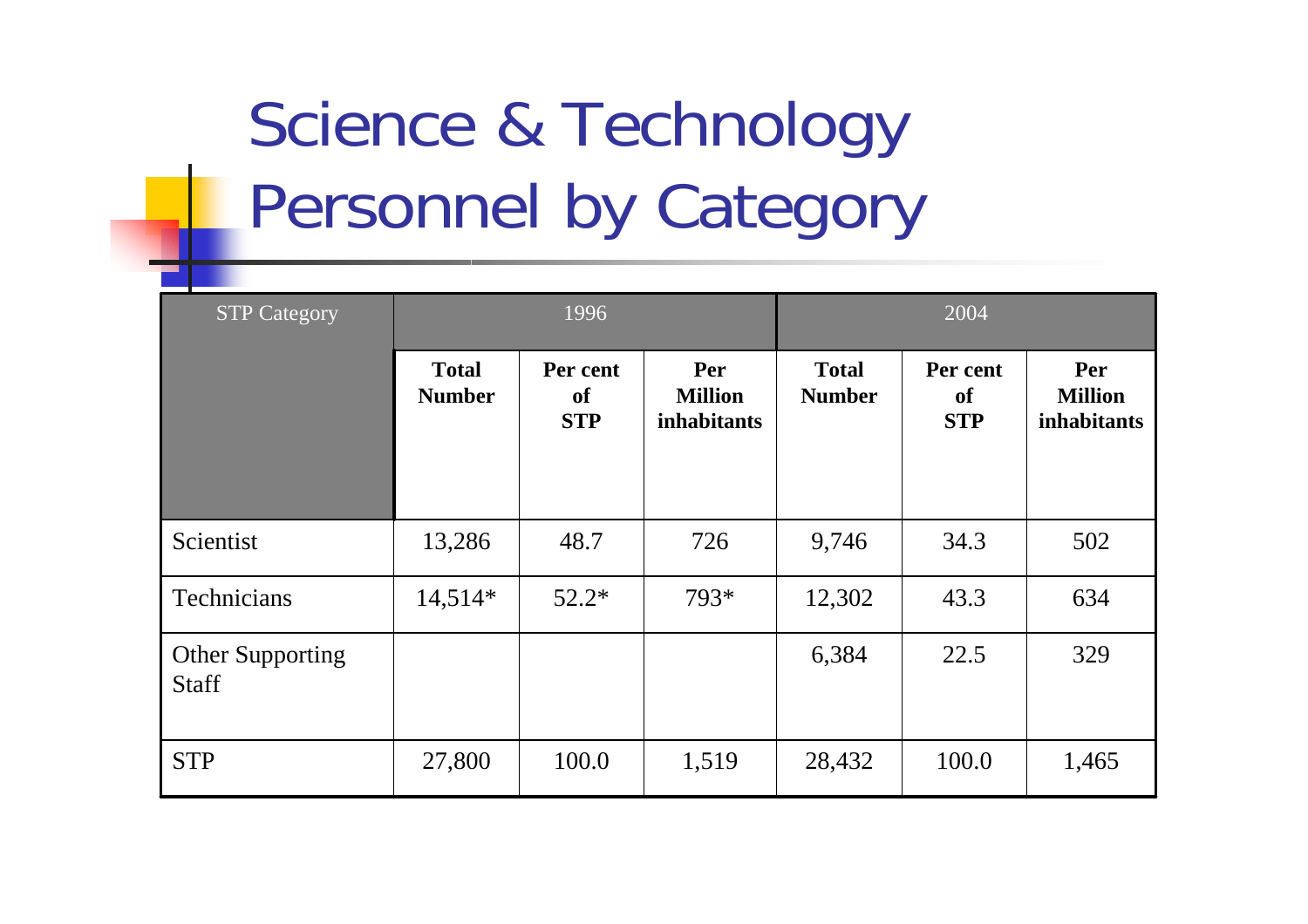# Science & Technology Personnel by Category

| STP Category | 1996 | | | 2004 | | |
|---|---|---|---|---|---|---|
| | **Total Number** | **Per cent of STP** | **Per Million inhabitants** | **Total Number** | **Per cent of STP** | **Per Million inhabitants** |
| Scientist | 13,286 | 48.7 | 726 | 9,746 | 34.3 | 502 |
| Technicians | 14,514* | 52.2* | 793* | 12,302 | 43.3 | 634 |
| Other Supporting Staff | | | | 6,384 | 22.5 | 329 |
| STP | 27,800 | 100.0 | 1,519 | 28,432 | 100.0 | 1,465 |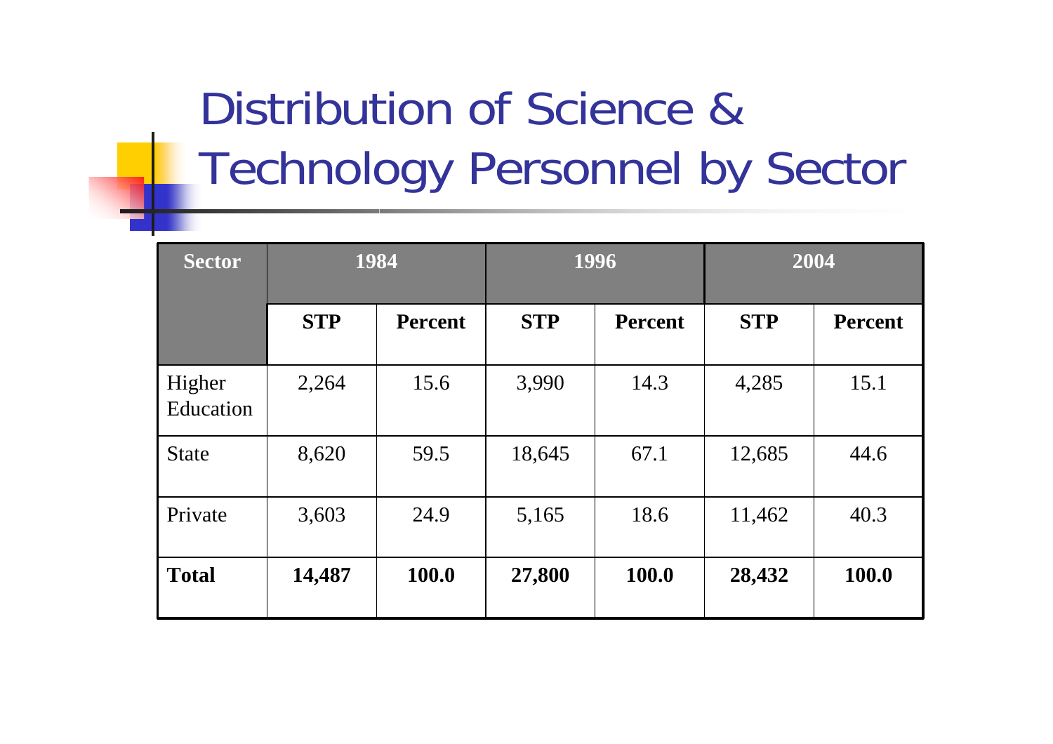# Distribution of Science & Technology Personnel by Sector

| Sector | 1984 | | 1996 | | 2004 | |
|---|---|---|---|---|---|---|
| | STP | Percent | STP | Percent | STP | Percent |
| Higher Education | 2,264 | 15.6 | 3,990 | 14.3 | 4,285 | 15.1 |
| State | 8,620 | 59.5 | 18,645 | 67.1 | 12,685 | 44.6 |
| Private | 3,603 | 24.9 | 5,165 | 18.6 | 11,462 | 40.3 |
| **Total** | **14,487** | **100.0** | **27,800** | **100.0** | **28,432** | **100.0** |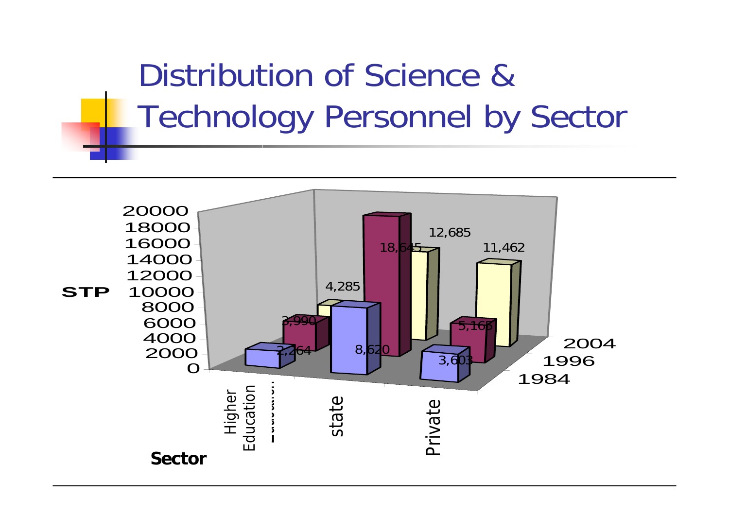# Distribution of Science & Technology Personnel by Sector

| Sector | 1984 | 1996 | 2004 |
|---|---|---|---|
| Higher Education | 2,264 | 3,990 | 4,285 |
| state | 8,620 | 18,645 | 12,685 |
| Private | 3,603 | 5,165 | 11,462 |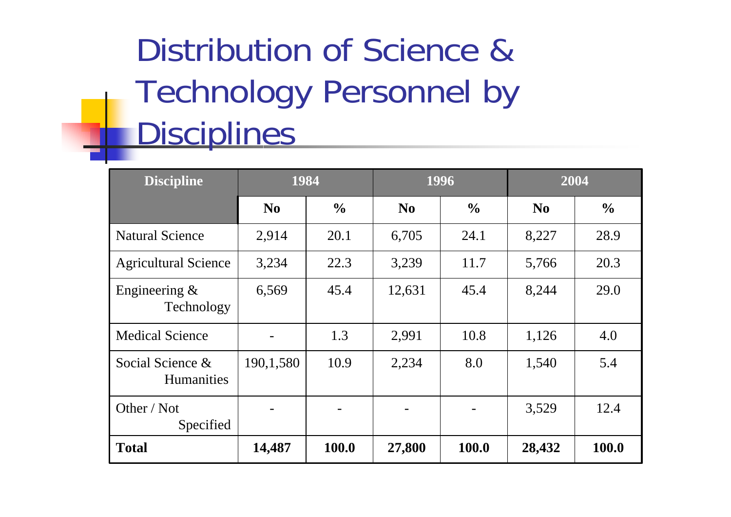# Distribution of Science & Technology Personnel by Disciplines

| Discipline | 1984 | | 1996 | | 2004 | |
|---|---|---|---|---|---|---|
| | No | % | No | % | No | % |
| Natural Science | 2,914 | 20.1 | 6,705 | 24.1 | 8,227 | 28.9 |
| Agricultural Science | 3,234 | 22.3 | 3,239 | 11.7 | 5,766 | 20.3 |
| Engineering & Technology | 6,569 | 45.4 | 12,631 | 45.4 | 8,244 | 29.0 |
| Medical Science | - | 1.3 | 2,991 | 10.8 | 1,126 | 4.0 |
| Social Science & Humanities | 190,1,580 | 10.9 | 2,234 | 8.0 | 1,540 | 5.4 |
| Other / Not Specified | - | - | - | - | 3,529 | 12.4 |
| **Total** | **14,487** | **100.0** | **27,800** | **100.0** | **28,432** | **100.0** |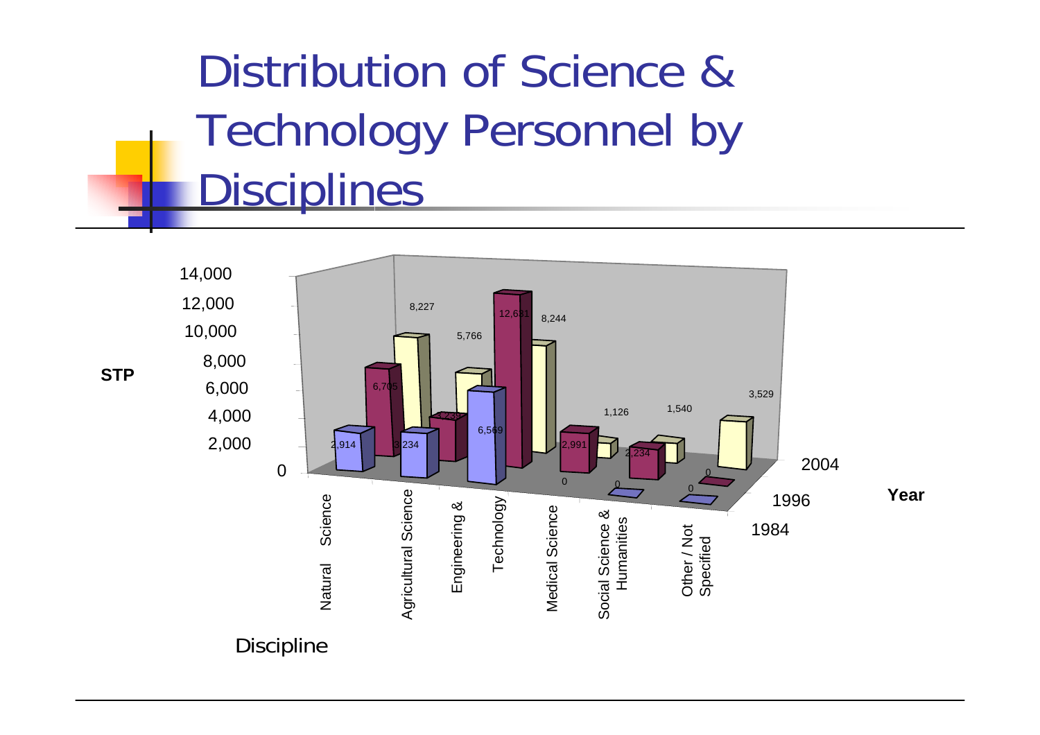# Distribution of Science & Technology Personnel by Disciplines

| Discipline | 1984 | 1996 | 2004 |
|---|---|---|---|
| Natural Science | 2,914 | 6,705 | 8,227 |
| Agricultural Science | 3,234 | 3,23? | 5,766 |
| Engineering & Technology | 6,569 | 12,631 | 8,244 |
| Medical Science | 0 | 2,991 | 1,126 |
| Social Science & Humanities | 0 | 2,234 | 1,540 |
| Other / Not Specified | 0 | 0 | 3,529 |

Y-axis: STP (0 – 14,000); X-axis: Discipline; Z-axis: Year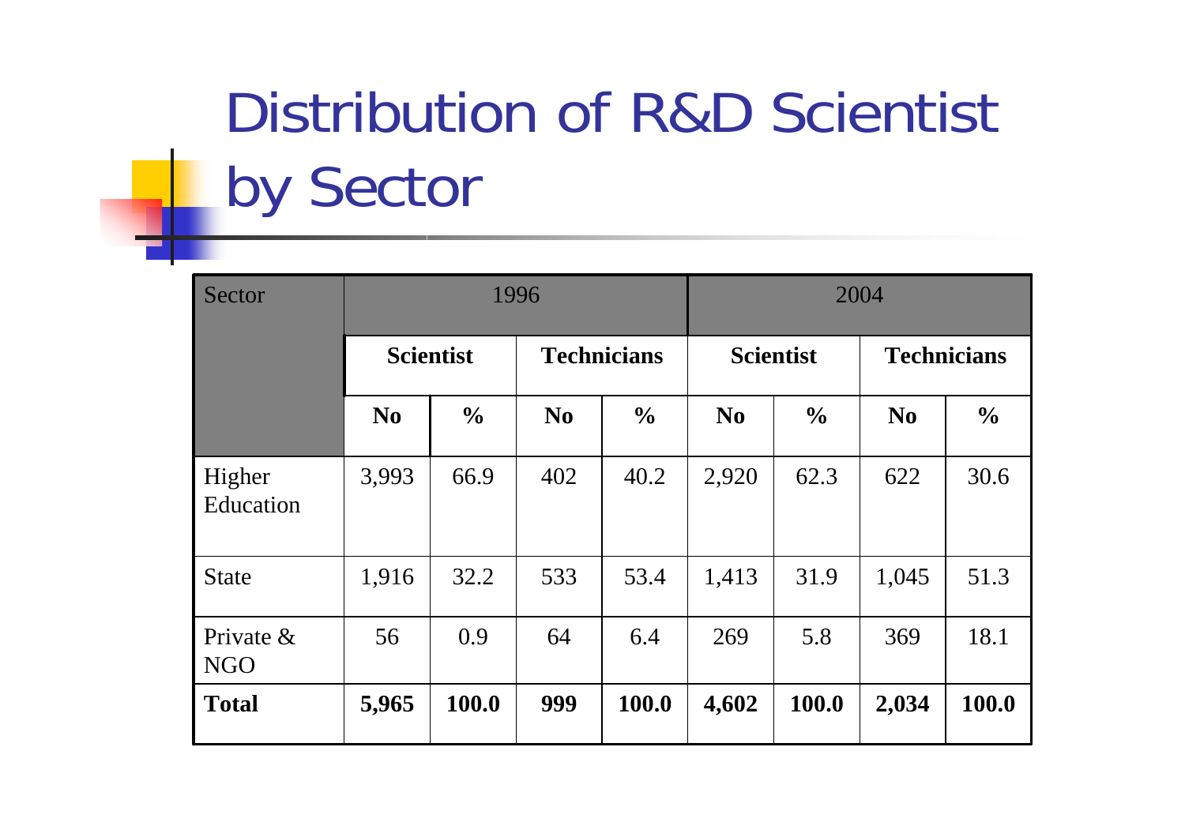# Distribution of R&D Scientist by Sector

| Sector | 1996 | | | | 2004 | | | |
|---|---|---|---|---|---|---|---|---|
| | **Scientist** | | **Technicians** | | **Scientist** | | **Technicians** | |
| | **No** | **%** | **No** | **%** | **No** | **%** | **No** | **%** |
| Higher Education | 3,993 | 66.9 | 402 | 40.2 | 2,920 | 62.3 | 622 | 30.6 |
| State | 1,916 | 32.2 | 533 | 53.4 | 1,413 | 31.9 | 1,045 | 51.3 |
| Private & NGO | 56 | 0.9 | 64 | 6.4 | 269 | 5.8 | 369 | 18.1 |
| **Total** | **5,965** | **100.0** | **999** | **100.0** | **4,602** | **100.0** | **2,034** | **100.0** |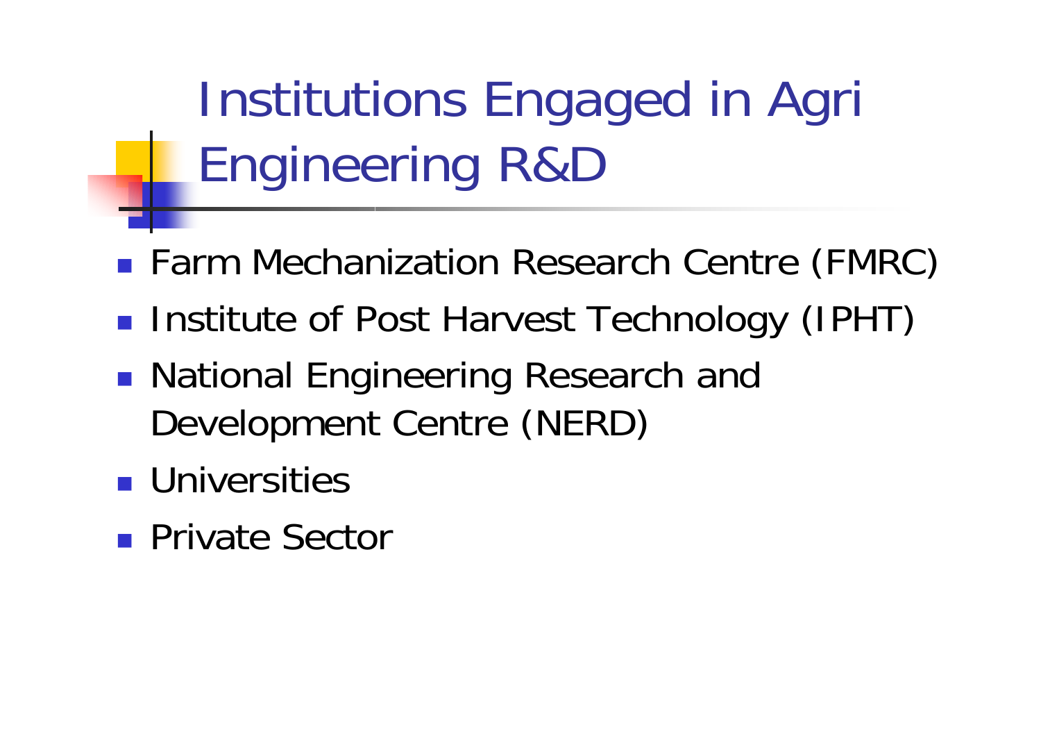# Institutions Engaged in Agri Engineering R&D

- Farm Mechanization Research Centre (FMRC)
- Institute of Post Harvest Technology (IPHT)
- National Engineering Research and Development Centre (NERD)
- Universities
- Private Sector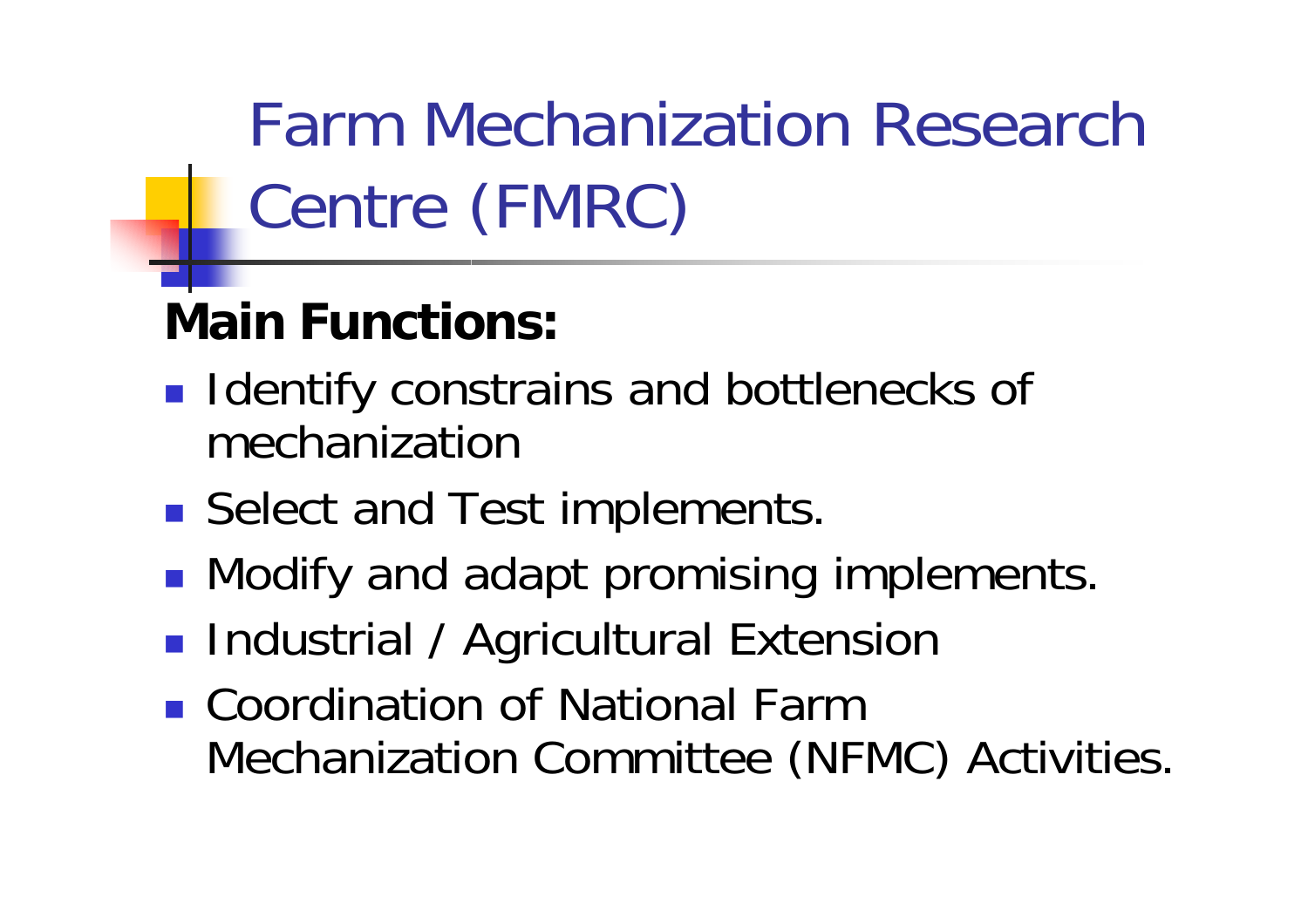# Farm Mechanization Research Centre (FMRC)

**Main Functions:**

- Identify constrains and bottlenecks of mechanization
- Select and Test implements.
- Modify and adapt promising implements.
- Industrial / Agricultural Extension
- Coordination of National Farm Mechanization Committee (NFMC) Activities.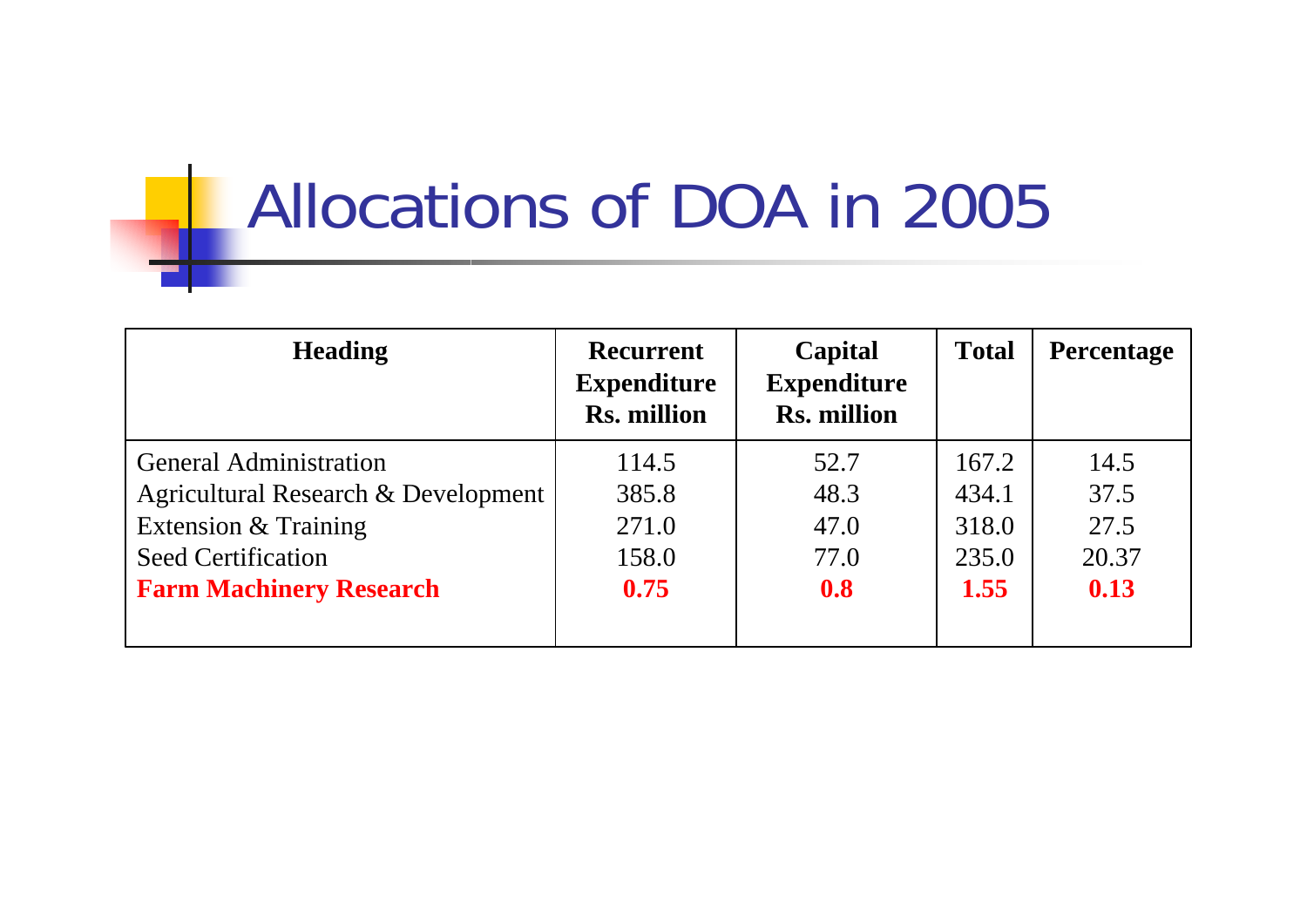# Allocations of DOA in 2005

| Heading | Recurrent Expenditure Rs. million | Capital Expenditure Rs. million | Total | Percentage |
|---|---|---|---|---|
| General Administration | 114.5 | 52.7 | 167.2 | 14.5 |
| Agricultural Research & Development | 385.8 | 48.3 | 434.1 | 37.5 |
| Extension & Training | 271.0 | 47.0 | 318.0 | 27.5 |
| Seed Certification | 158.0 | 77.0 | 235.0 | 20.37 |
| **Farm Machinery Research** | **0.75** | **0.8** | **1.55** | **0.13** |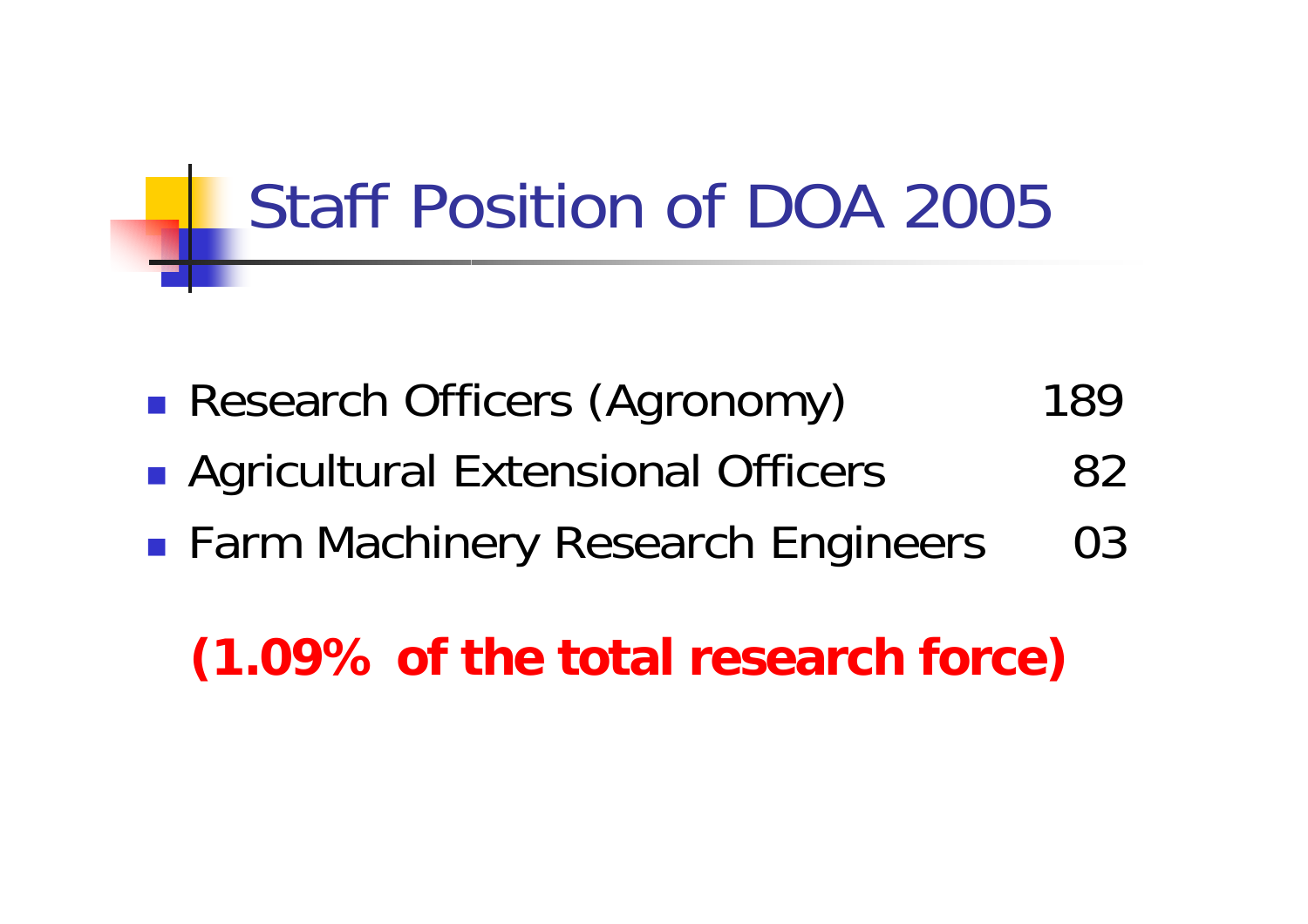# Staff Position of DOA 2005

- Research Officers (Agronomy) 189
- Agricultural Extensional Officers 82
- Farm Machinery Research Engineers 03

**(1.09% of the total research force)**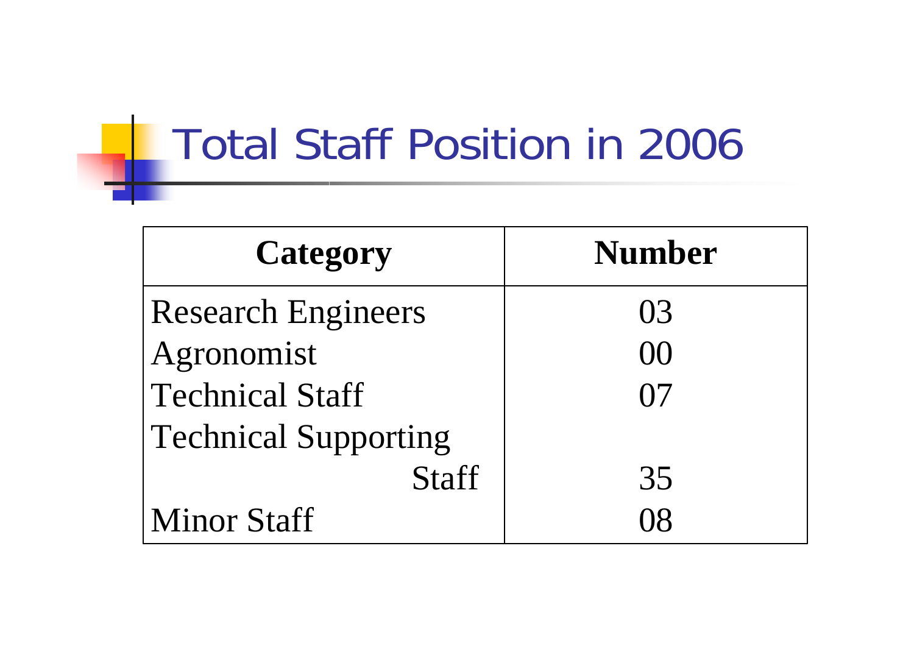# Total Staff Position in 2006

| Category | Number |
|---|---|
| Research Engineers | 03 |
| Agronomist | 00 |
| Technical Staff | 07 |
| Technical Supporting Staff | 35 |
| Minor Staff | 08 |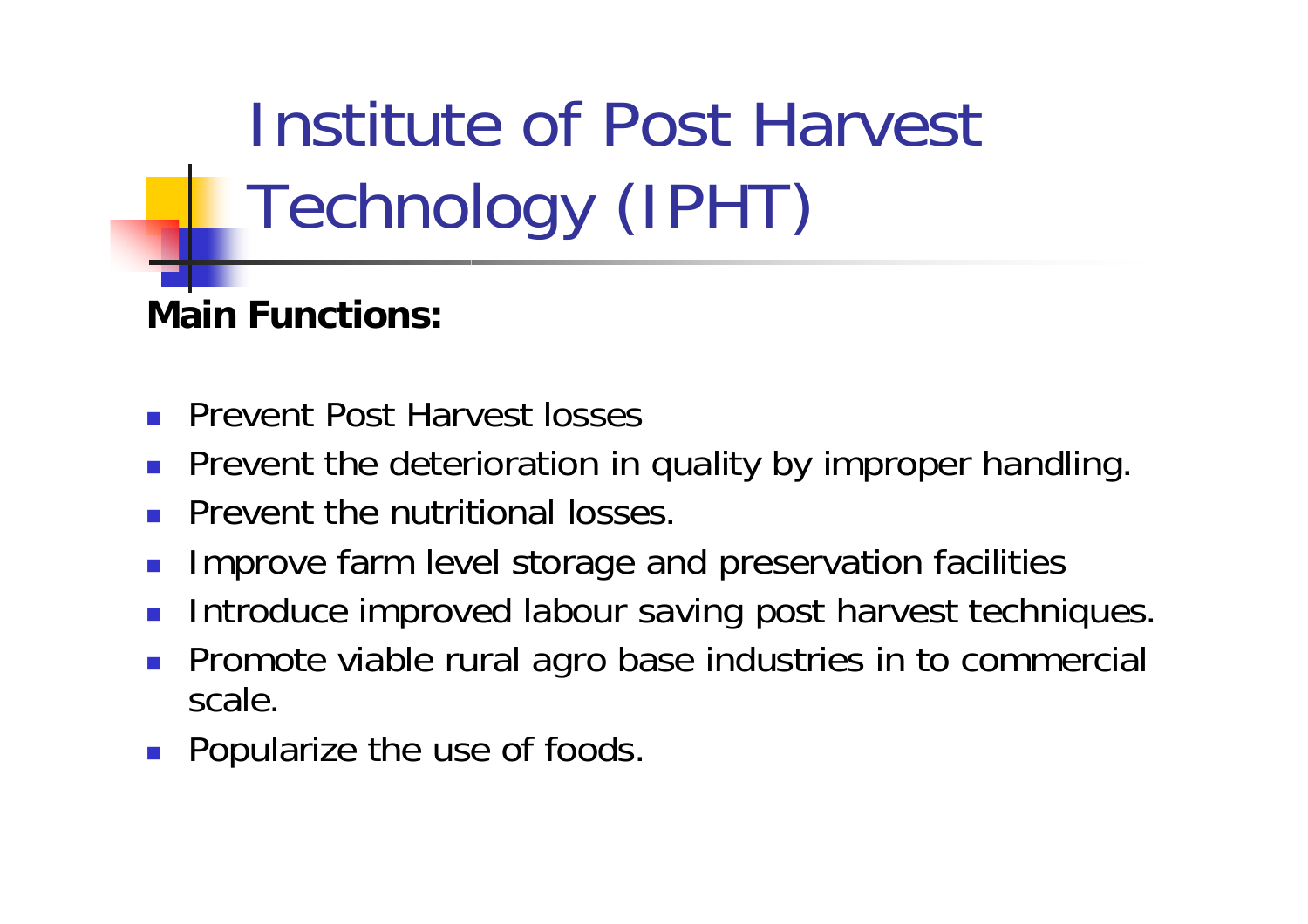# Institute of Post Harvest Technology (IPHT)

**Main Functions:**

- Prevent Post Harvest losses
- Prevent the deterioration in quality by improper handling.
- Prevent the nutritional losses.
- Improve farm level storage and preservation facilities
- Introduce improved labour saving post harvest techniques.
- Promote viable rural agro base industries in to commercial scale.
- Popularize the use of foods.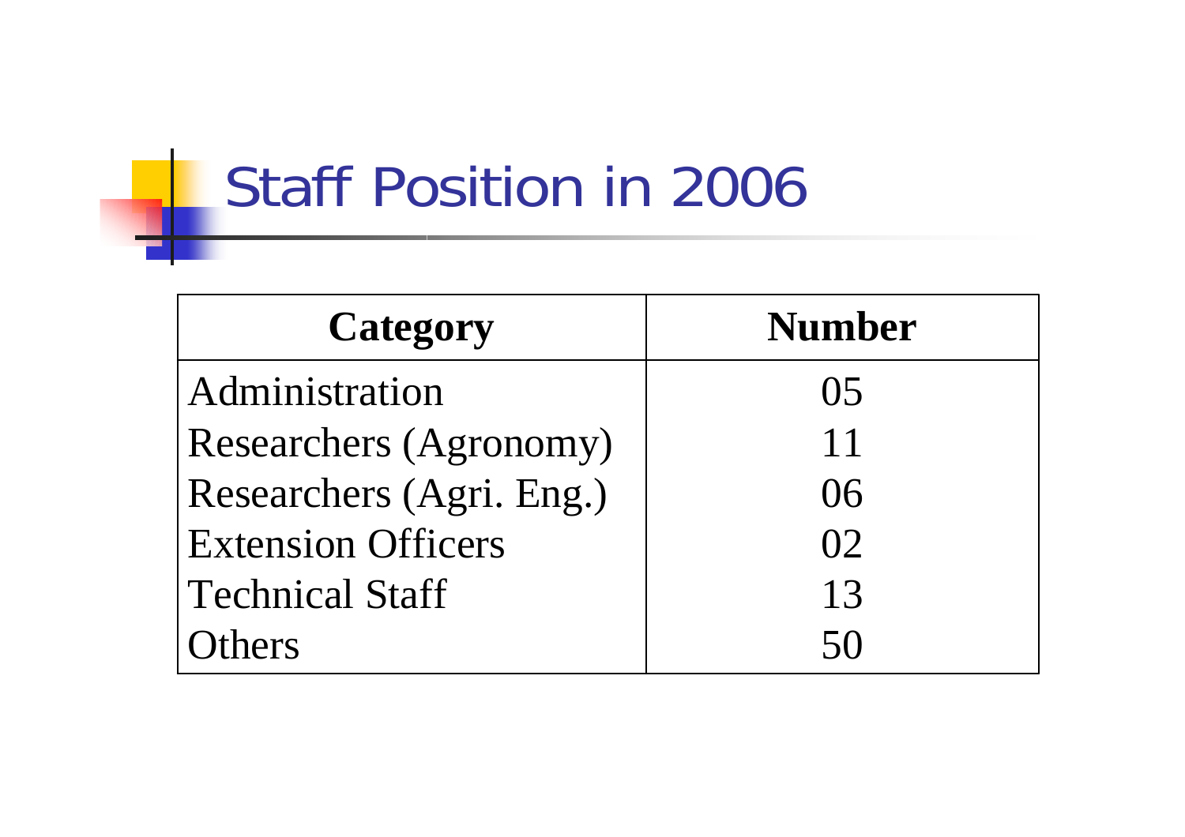# Staff Position in 2006

| Category | Number |
|---|---|
| Administration | 05 |
| Researchers (Agronomy) | 11 |
| Researchers (Agri. Eng.) | 06 |
| Extension Officers | 02 |
| Technical Staff | 13 |
| Others | 50 |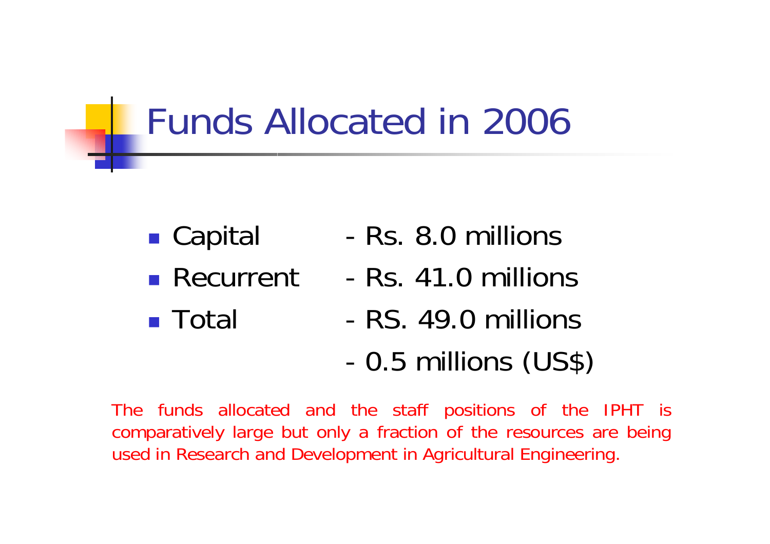# Funds Allocated in 2006

- Capital - Rs. 8.0 millions
- Recurrent - Rs. 41.0 millions
- Total - RS. 49.0 millions
  - 0.5 millions (US$)

The funds allocated and the staff positions of the IPHT is comparatively large but only a fraction of the resources are being used in Research and Development in Agricultural Engineering.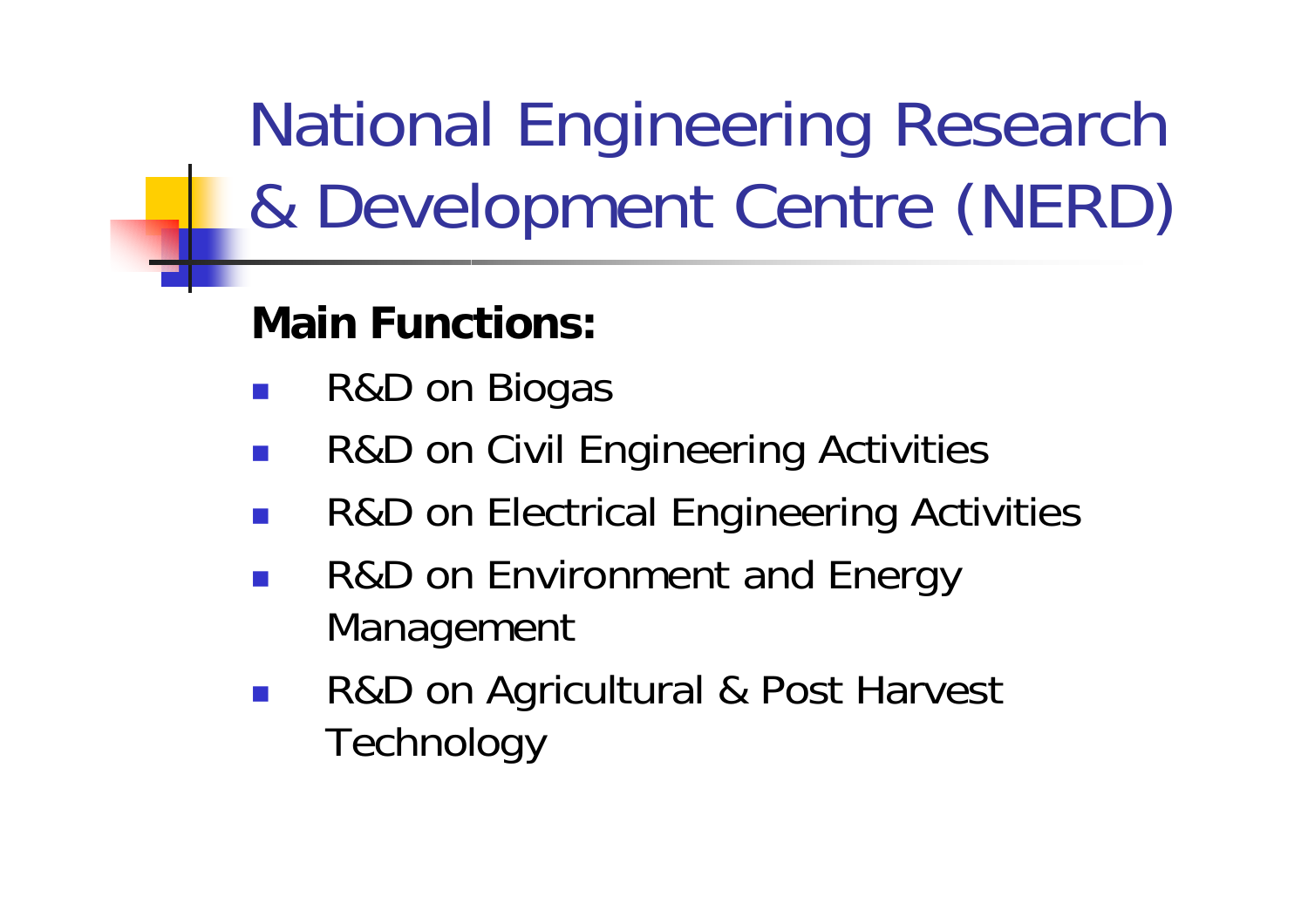# National Engineering Research & Development Centre (NERD)

**Main Functions:**

- R&D on Biogas
- R&D on Civil Engineering Activities
- R&D on Electrical Engineering Activities
- R&D on Environment and Energy Management
- R&D on Agricultural & Post Harvest Technology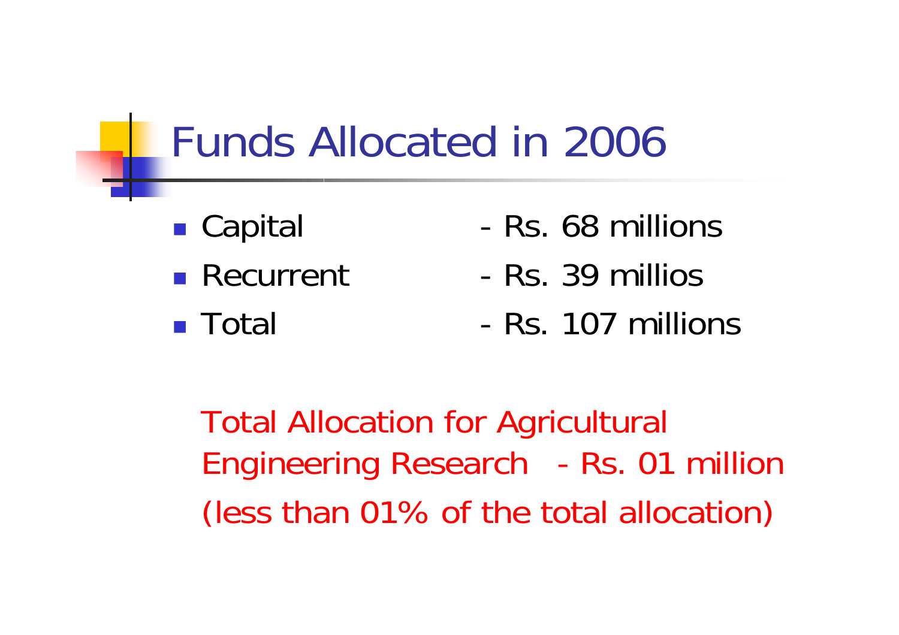# Funds Allocated in 2006

- Capital - Rs. 68 millions
- Recurrent - Rs. 39 millios
- Total - Rs. 107 millions

Total Allocation for Agricultural Engineering Research - Rs. 01 million (less than 01% of the total allocation)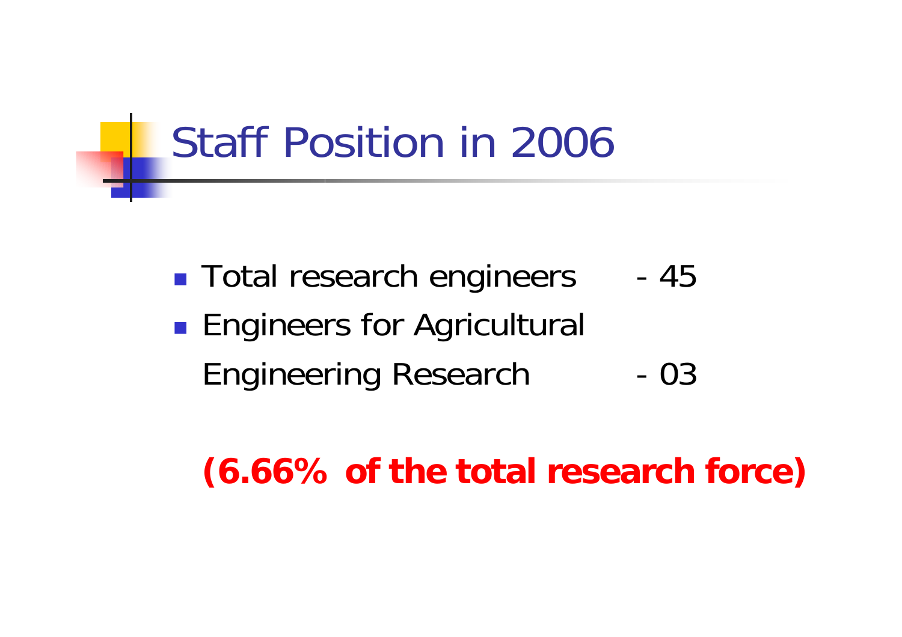# Staff Position in 2006

- Total research engineers - 45
- Engineers for Agricultural Engineering Research - 03

**(6.66% of the total research force)**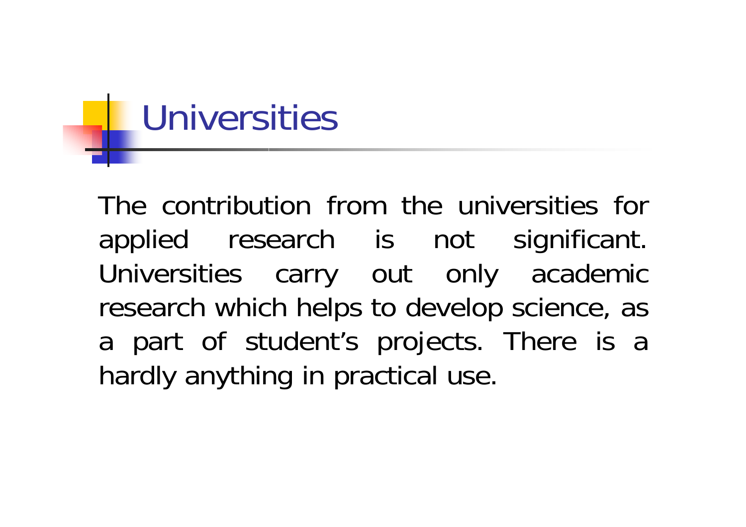# Universities

The contribution from the universities for applied research is not significant. Universities carry out only academic research which helps to develop science, as a part of student’s projects. There is a hardly anything in practical use.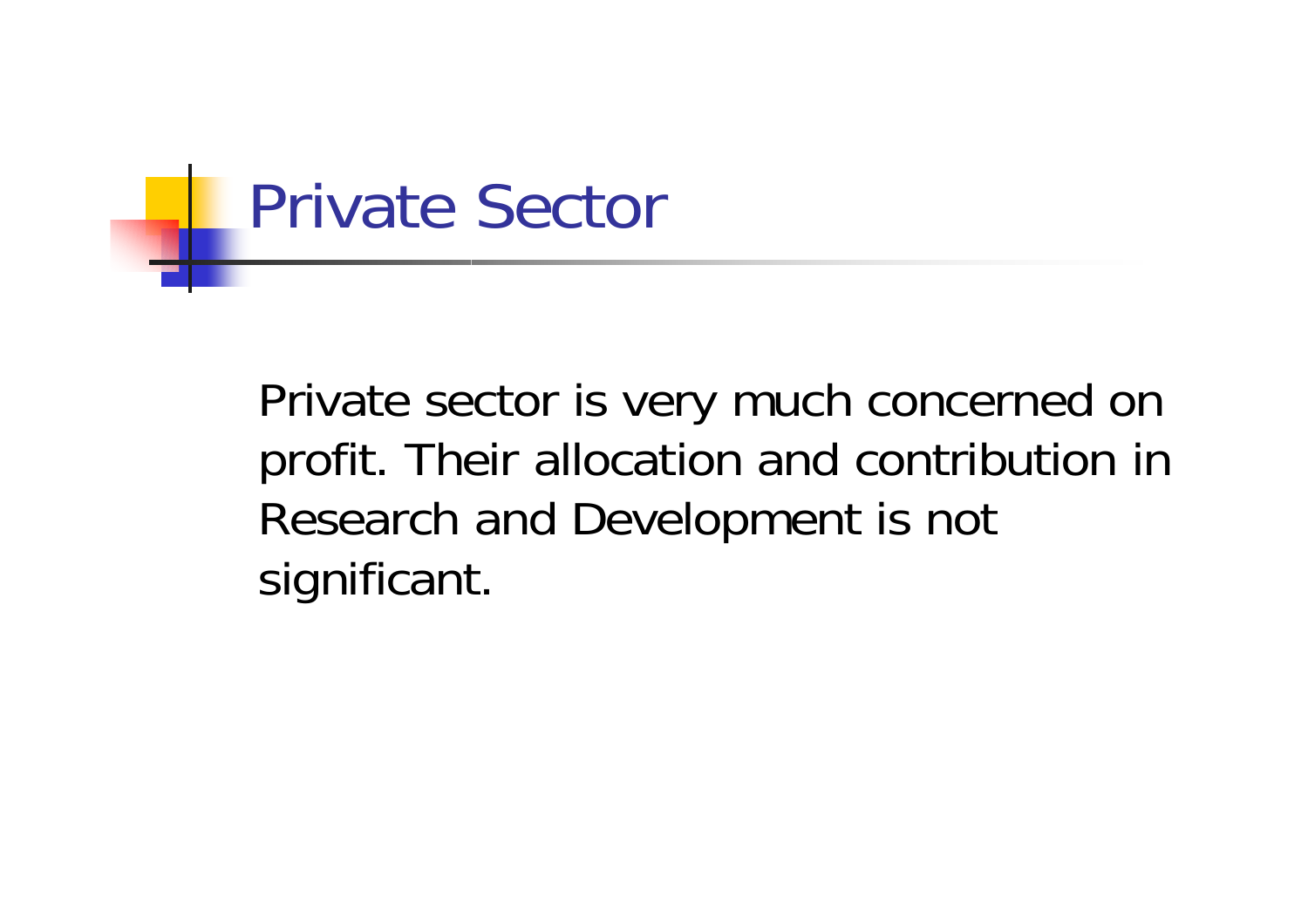# Private Sector

Private sector is very much concerned on profit. Their allocation and contribution in Research and Development is not significant.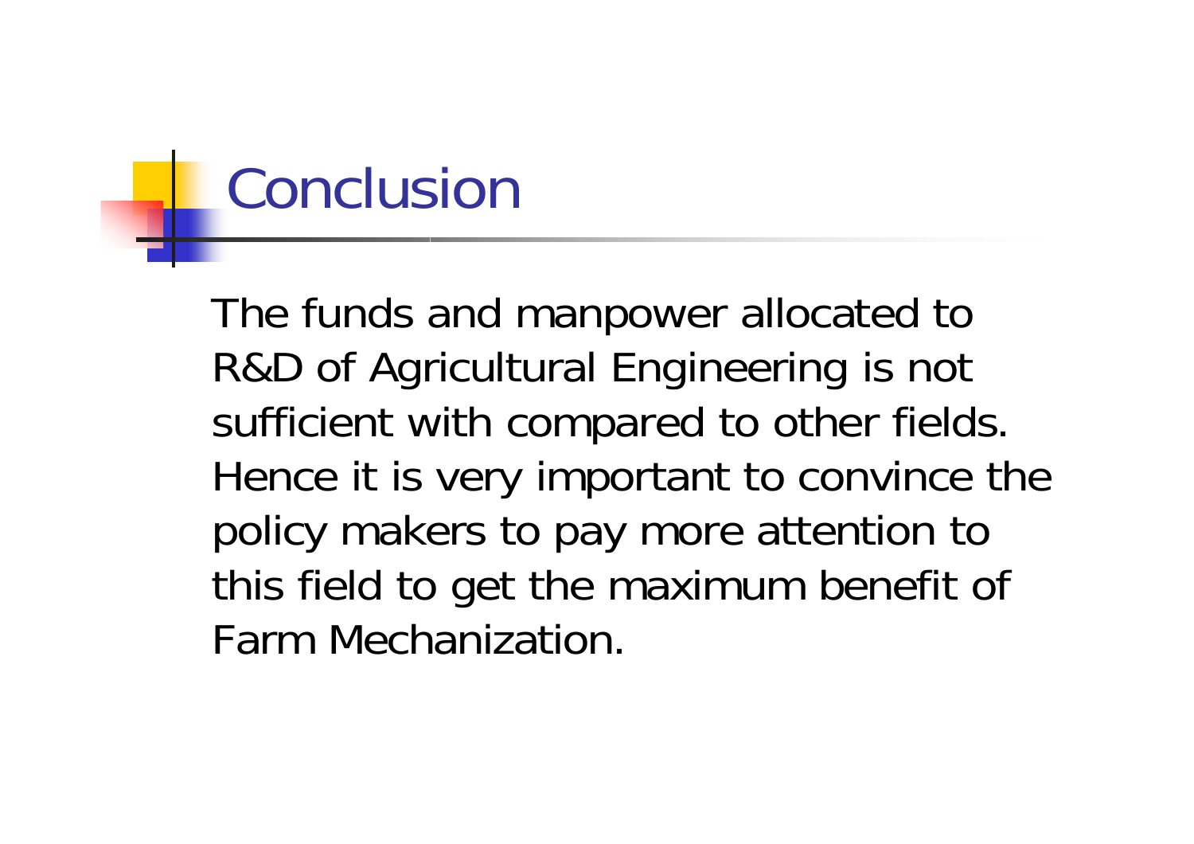# Conclusion

The funds and manpower allocated to R&D of Agricultural Engineering is not sufficient with compared to other fields. Hence it is very important to convince the policy makers to pay more attention to this field to get the maximum benefit of Farm Mechanization.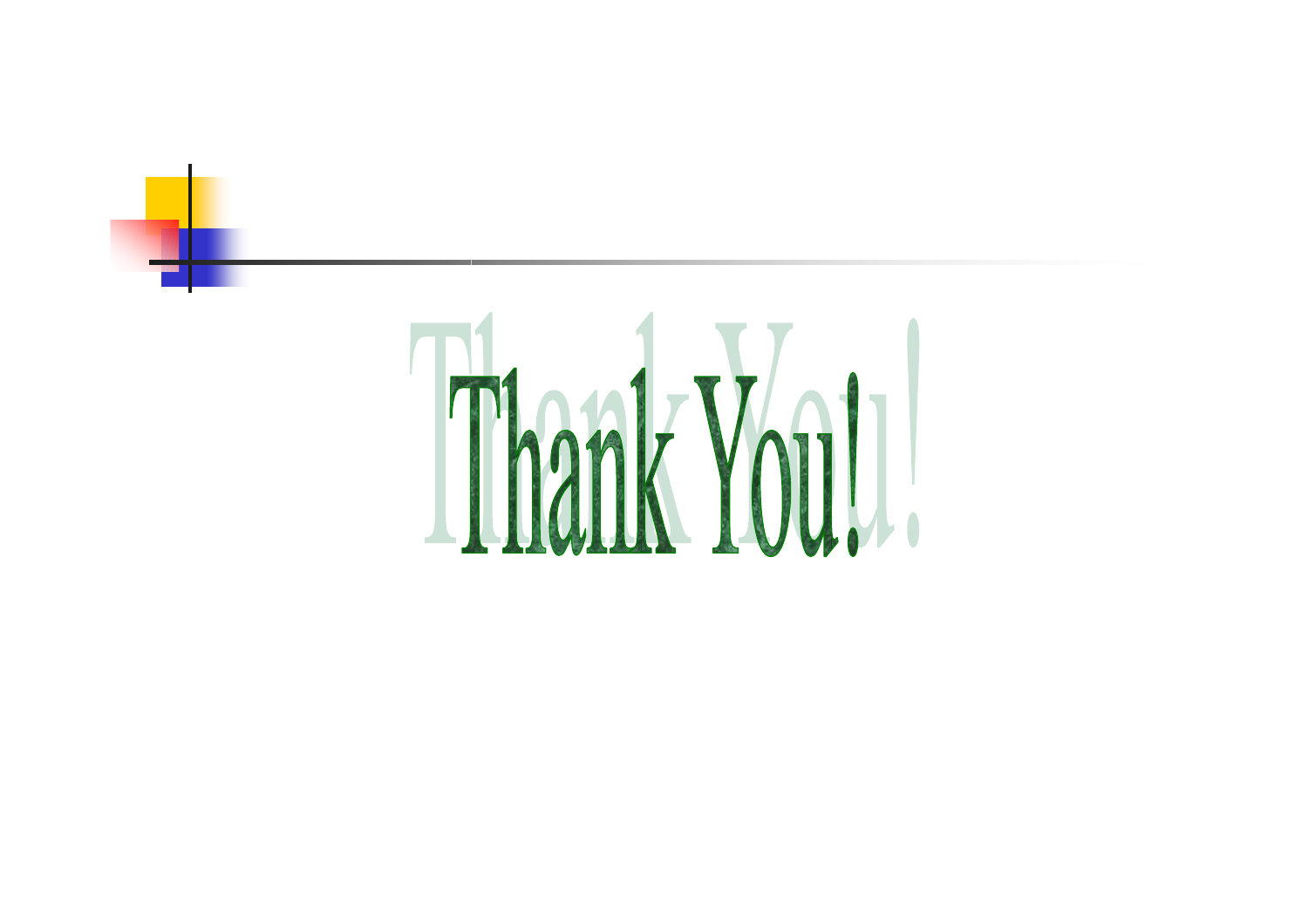# Thank You!